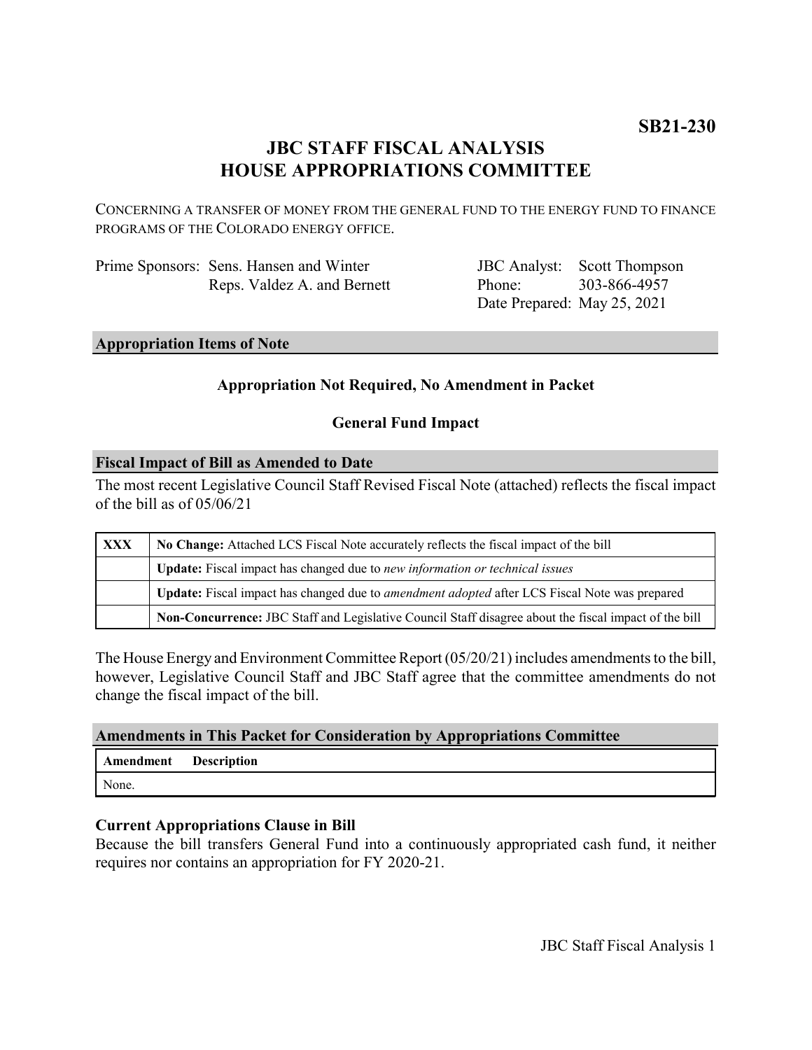**SB21-230**

# JBC STAFF FISCAL ANALYSIS
# HOUSE APPROPRIATIONS COMMITTEE

CONCERNING A TRANSFER OF MONEY FROM THE GENERAL FUND TO THE ENERGY FUND TO FINANCE PROGRAMS OF THE COLORADO ENERGY OFFICE.

Prime Sponsors: Sens. Hansen and Winter
Reps. Valdez A. and Bernett

JBC Analyst: Scott Thompson
Phone: 303-866-4957
Date Prepared: May 25, 2021

## Appropriation Items of Note

**Appropriation Not Required, No Amendment in Packet**

**General Fund Impact**

## Fiscal Impact of Bill as Amended to Date

The most recent Legislative Council Staff Revised Fiscal Note (attached) reflects the fiscal impact of the bill as of 05/06/21

| | |
|---|---|
| **XXX** | **No Change:** Attached LCS Fiscal Note accurately reflects the fiscal impact of the bill |
| | **Update:** Fiscal impact has changed due to *new information or technical issues* |
| | **Update:** Fiscal impact has changed due to *amendment adopted* after LCS Fiscal Note was prepared |
| | **Non-Concurrence:** JBC Staff and Legislative Council Staff disagree about the fiscal impact of the bill |

The House Energy and Environment Committee Report (05/20/21) includes amendments to the bill, however, Legislative Council Staff and JBC Staff agree that the committee amendments do not change the fiscal impact of the bill.

## Amendments in This Packet for Consideration by Appropriations Committee

| Amendment | Description |
|---|---|
| None. | |

### Current Appropriations Clause in Bill

Because the bill transfers General Fund into a continuously appropriated cash fund, it neither requires nor contains an appropriation for FY 2020-21.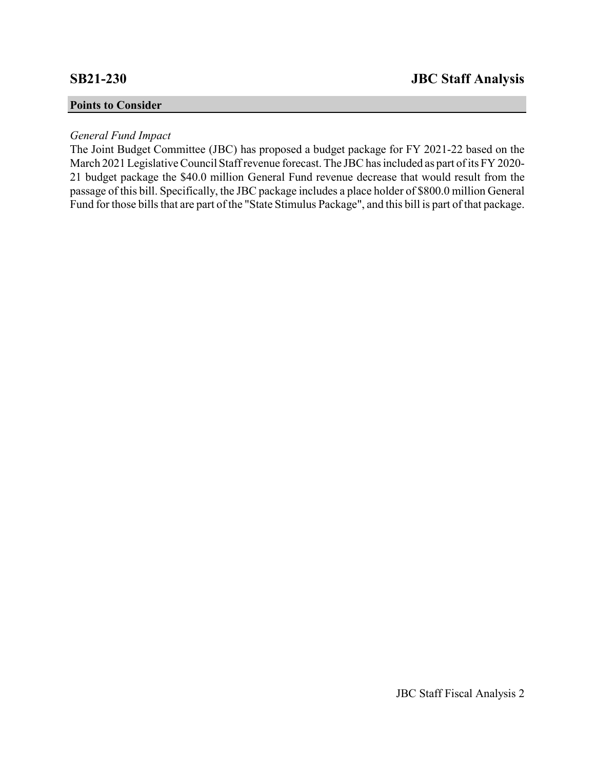## Points to Consider

*General Fund Impact*

The Joint Budget Committee (JBC) has proposed a budget package for FY 2021-22 based on the March 2021 Legislative Council Staff revenue forecast. The JBC has included as part of its FY 2020-21 budget package the $40.0 million General Fund revenue decrease that would result from the passage of this bill. Specifically, the JBC package includes a place holder of $800.0 million General Fund for those bills that are part of the "State Stimulus Package", and this bill is part of that package.